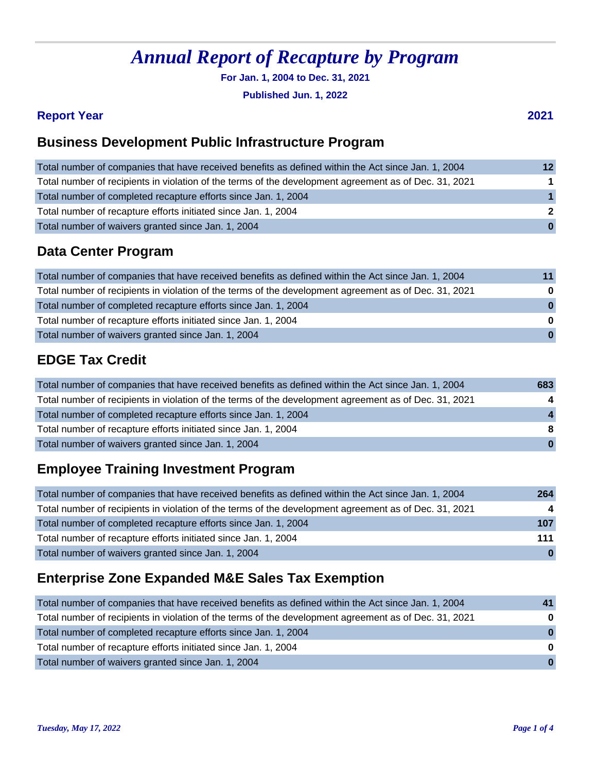# *Annual Report of Recapture by Program*

**For Jan. 1, 2004 to Dec. 31, 2021**

**Published Jun. 1, 2022**

**Report Year** **2021**

## Business Development Public Infrastructure Program

| Measure | Count |
|---|---|
| Total number of companies that have received benefits as defined within the Act since Jan. 1, 2004 | **12** |
| Total number of recipients in violation of the terms of the development agreement as of Dec. 31, 2021 | **1** |
| Total number of completed recapture efforts since Jan. 1, 2004 | **1** |
| Total number of recapture efforts initiated since Jan. 1, 2004 | **2** |
| Total number of waivers granted since Jan. 1, 2004 | **0** |

## Data Center Program

| Measure | Count |
|---|---|
| Total number of companies that have received benefits as defined within the Act since Jan. 1, 2004 | **11** |
| Total number of recipients in violation of the terms of the development agreement as of Dec. 31, 2021 | **0** |
| Total number of completed recapture efforts since Jan. 1, 2004 | **0** |
| Total number of recapture efforts initiated since Jan. 1, 2004 | **0** |
| Total number of waivers granted since Jan. 1, 2004 | **0** |

## EDGE Tax Credit

| Measure | Count |
|---|---|
| Total number of companies that have received benefits as defined within the Act since Jan. 1, 2004 | **683** |
| Total number of recipients in violation of the terms of the development agreement as of Dec. 31, 2021 | **4** |
| Total number of completed recapture efforts since Jan. 1, 2004 | **4** |
| Total number of recapture efforts initiated since Jan. 1, 2004 | **8** |
| Total number of waivers granted since Jan. 1, 2004 | **0** |

## Employee Training Investment Program

| Measure | Count |
|---|---|
| Total number of companies that have received benefits as defined within the Act since Jan. 1, 2004 | **264** |
| Total number of recipients in violation of the terms of the development agreement as of Dec. 31, 2021 | **4** |
| Total number of completed recapture efforts since Jan. 1, 2004 | **107** |
| Total number of recapture efforts initiated since Jan. 1, 2004 | **111** |
| Total number of waivers granted since Jan. 1, 2004 | **0** |

## Enterprise Zone Expanded M&E Sales Tax Exemption

| Measure | Count |
|---|---|
| Total number of companies that have received benefits as defined within the Act since Jan. 1, 2004 | **41** |
| Total number of recipients in violation of the terms of the development agreement as of Dec. 31, 2021 | **0** |
| Total number of completed recapture efforts since Jan. 1, 2004 | **0** |
| Total number of recapture efforts initiated since Jan. 1, 2004 | **0** |
| Total number of waivers granted since Jan. 1, 2004 | **0** |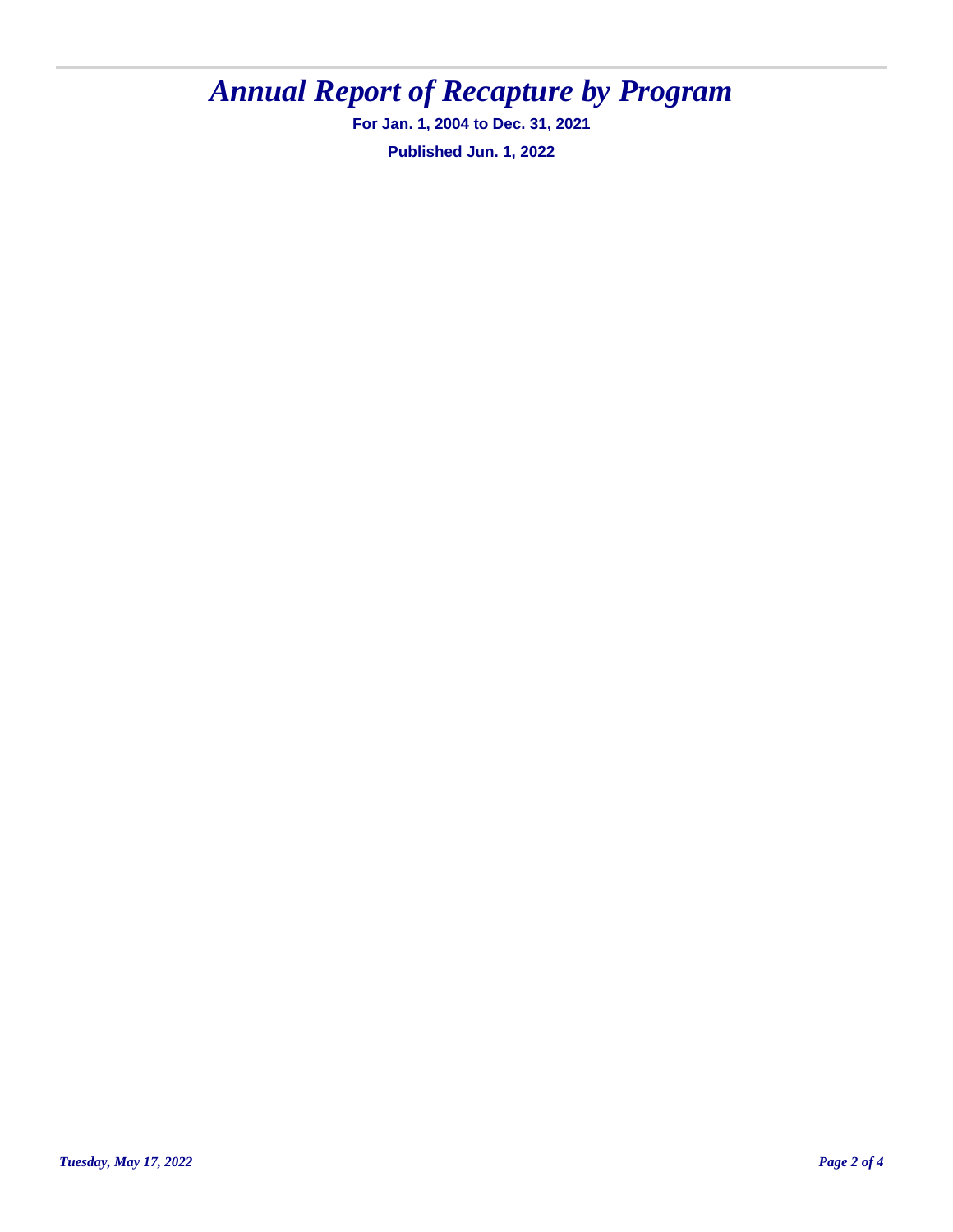# *Annual Report of Recapture by Program*

**For Jan. 1, 2004 to Dec. 31, 2021**

**Published Jun. 1, 2022**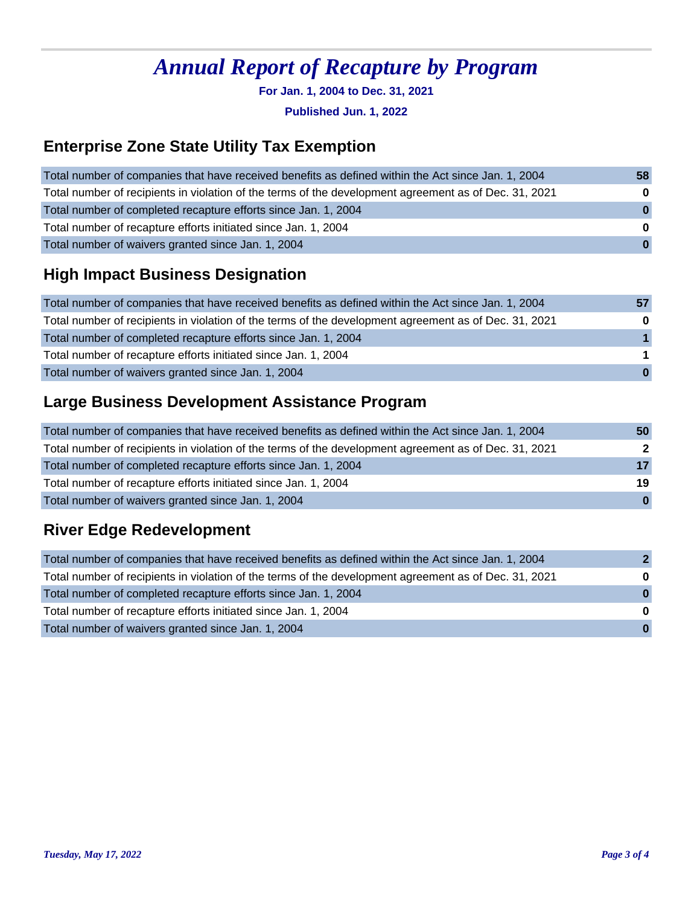# Annual Report of Recapture by Program

**For Jan. 1, 2004 to Dec. 31, 2021**

**Published Jun. 1, 2022**

## Enterprise Zone State Utility Tax Exemption

| | |
|---|---|
| Total number of companies that have received benefits as defined within the Act since Jan. 1, 2004 | **58** |
| Total number of recipients in violation of the terms of the development agreement as of Dec. 31, 2021 | **0** |
| Total number of completed recapture efforts since Jan. 1, 2004 | **0** |
| Total number of recapture efforts initiated since Jan. 1, 2004 | **0** |
| Total number of waivers granted since Jan. 1, 2004 | **0** |

## High Impact Business Designation

| | |
|---|---|
| Total number of companies that have received benefits as defined within the Act since Jan. 1, 2004 | **57** |
| Total number of recipients in violation of the terms of the development agreement as of Dec. 31, 2021 | **0** |
| Total number of completed recapture efforts since Jan. 1, 2004 | **1** |
| Total number of recapture efforts initiated since Jan. 1, 2004 | **1** |
| Total number of waivers granted since Jan. 1, 2004 | **0** |

## Large Business Development Assistance Program

| | |
|---|---|
| Total number of companies that have received benefits as defined within the Act since Jan. 1, 2004 | **50** |
| Total number of recipients in violation of the terms of the development agreement as of Dec. 31, 2021 | **2** |
| Total number of completed recapture efforts since Jan. 1, 2004 | **17** |
| Total number of recapture efforts initiated since Jan. 1, 2004 | **19** |
| Total number of waivers granted since Jan. 1, 2004 | **0** |

## River Edge Redevelopment

| | |
|---|---|
| Total number of companies that have received benefits as defined within the Act since Jan. 1, 2004 | **2** |
| Total number of recipients in violation of the terms of the development agreement as of Dec. 31, 2021 | **0** |
| Total number of completed recapture efforts since Jan. 1, 2004 | **0** |
| Total number of recapture efforts initiated since Jan. 1, 2004 | **0** |
| Total number of waivers granted since Jan. 1, 2004 | **0** |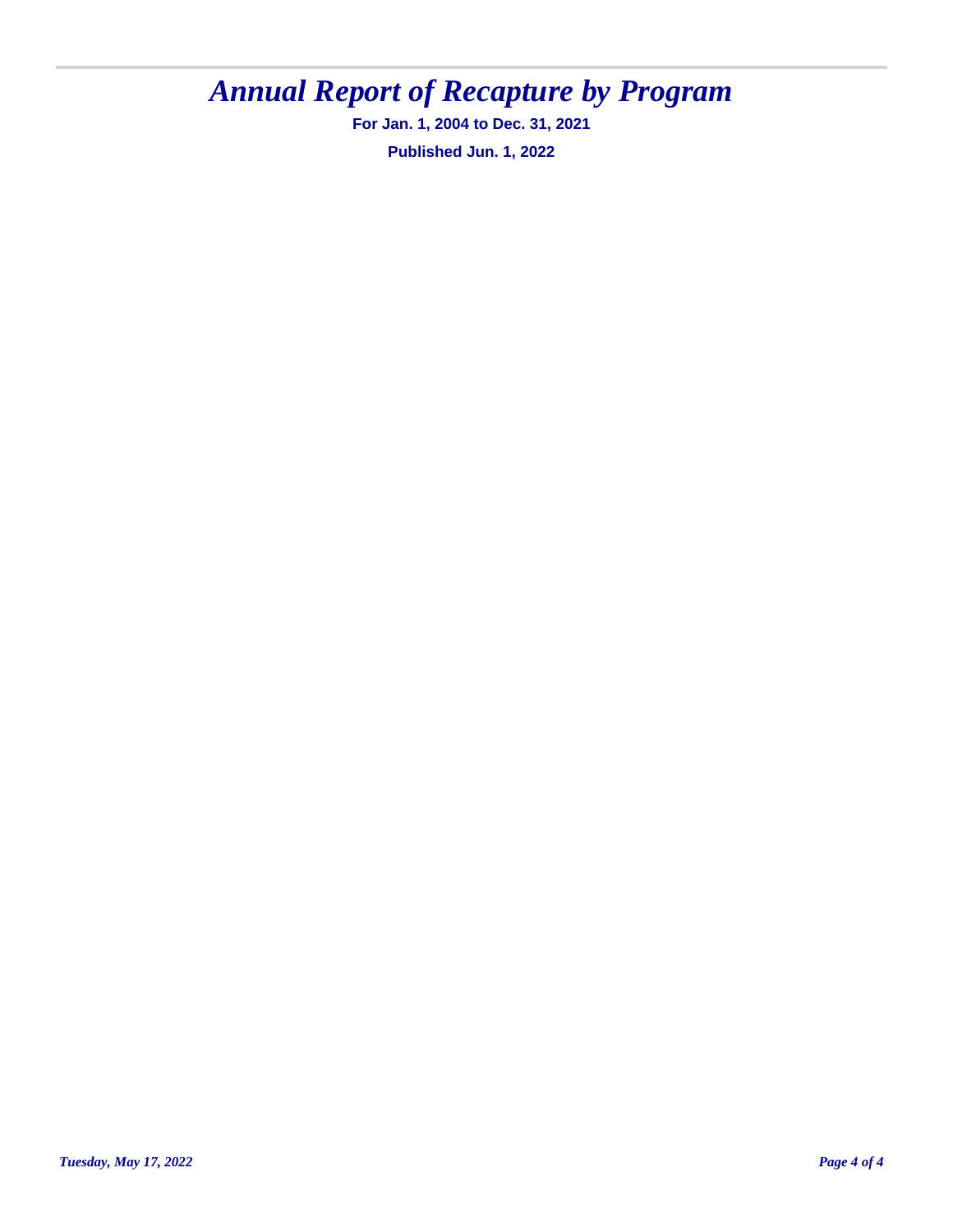# *Annual Report of Recapture by Program*

**For Jan. 1, 2004 to Dec. 31, 2021**

**Published Jun. 1, 2022**